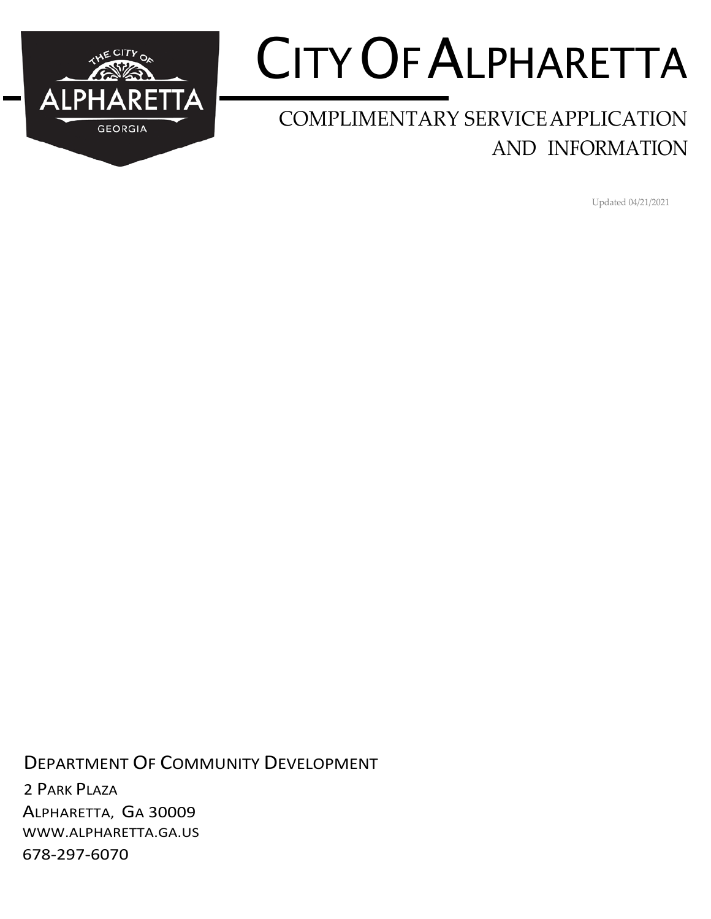# CITY OF ALPHARETTA

## COMPLIMENTARY SERVICE APPLICATION AND INFORMATION

Updated 04/21/2021

DEPARTMENT OF COMMUNITY DEVELOPMENT

2 PARK PLAZA

ALPHARETTA, GA 30009

WWW.ALPHARETTA.GA.US

678-297-6070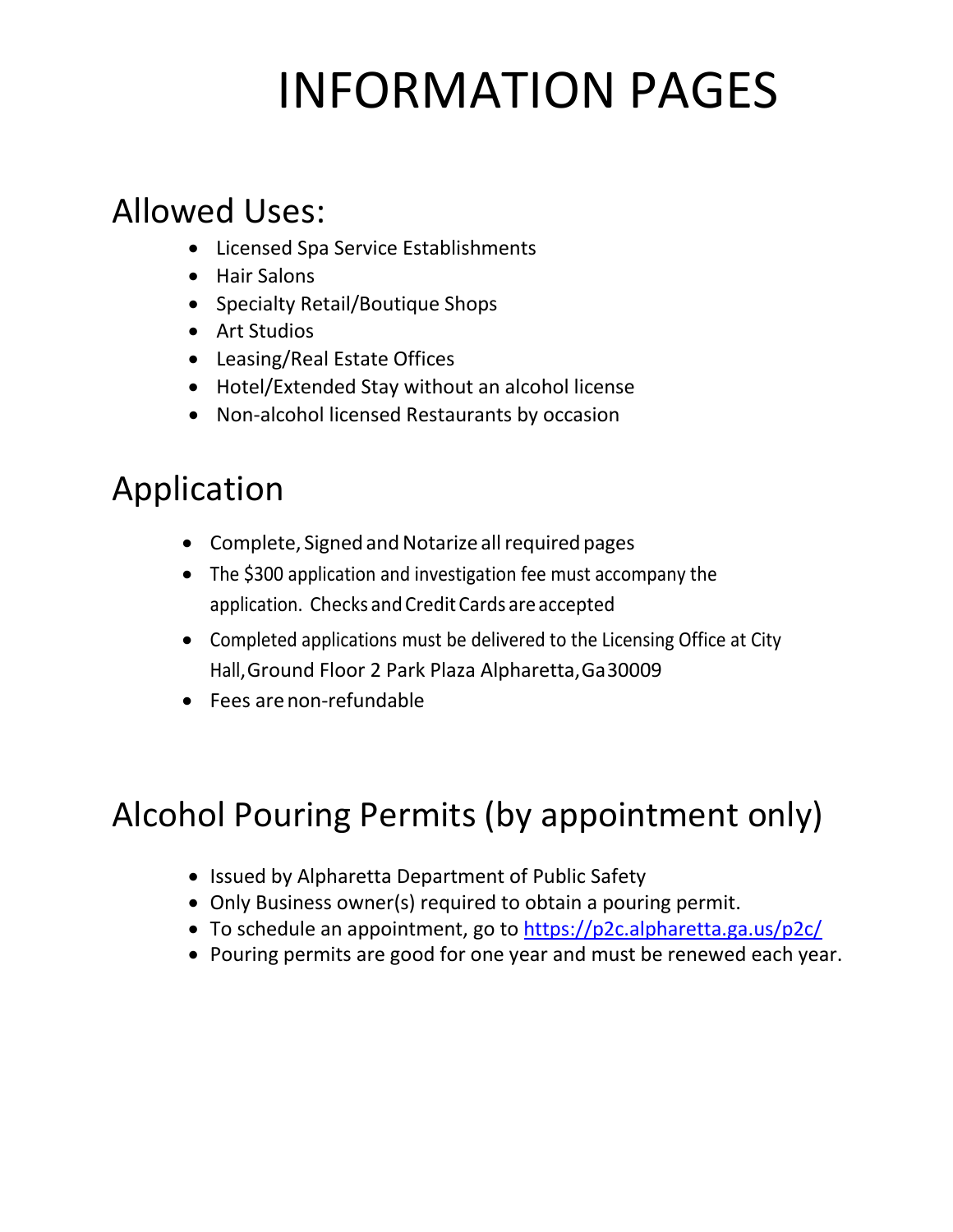# INFORMATION PAGES

## Allowed Uses:

- Licensed Spa Service Establishments
- Hair Salons
- Specialty Retail/Boutique Shops
- Art Studios
- Leasing/Real Estate Offices
- Hotel/Extended Stay without an alcohol license
- Non-alcohol licensed Restaurants by occasion

## Application

- Complete, Signed and Notarize all required pages
- The $300 application and investigation fee must accompany the application. Checks and Credit Cards are accepted
- Completed applications must be delivered to the Licensing Office at City Hall, Ground Floor 2 Park Plaza Alpharetta, Ga 30009
- Fees are non-refundable

## Alcohol Pouring Permits (by appointment only)

- Issued by Alpharetta Department of Public Safety
- Only Business owner(s) required to obtain a pouring permit.
- To schedule an appointment, go to https://p2c.alpharetta.ga.us/p2c/
- Pouring permits are good for one year and must be renewed each year.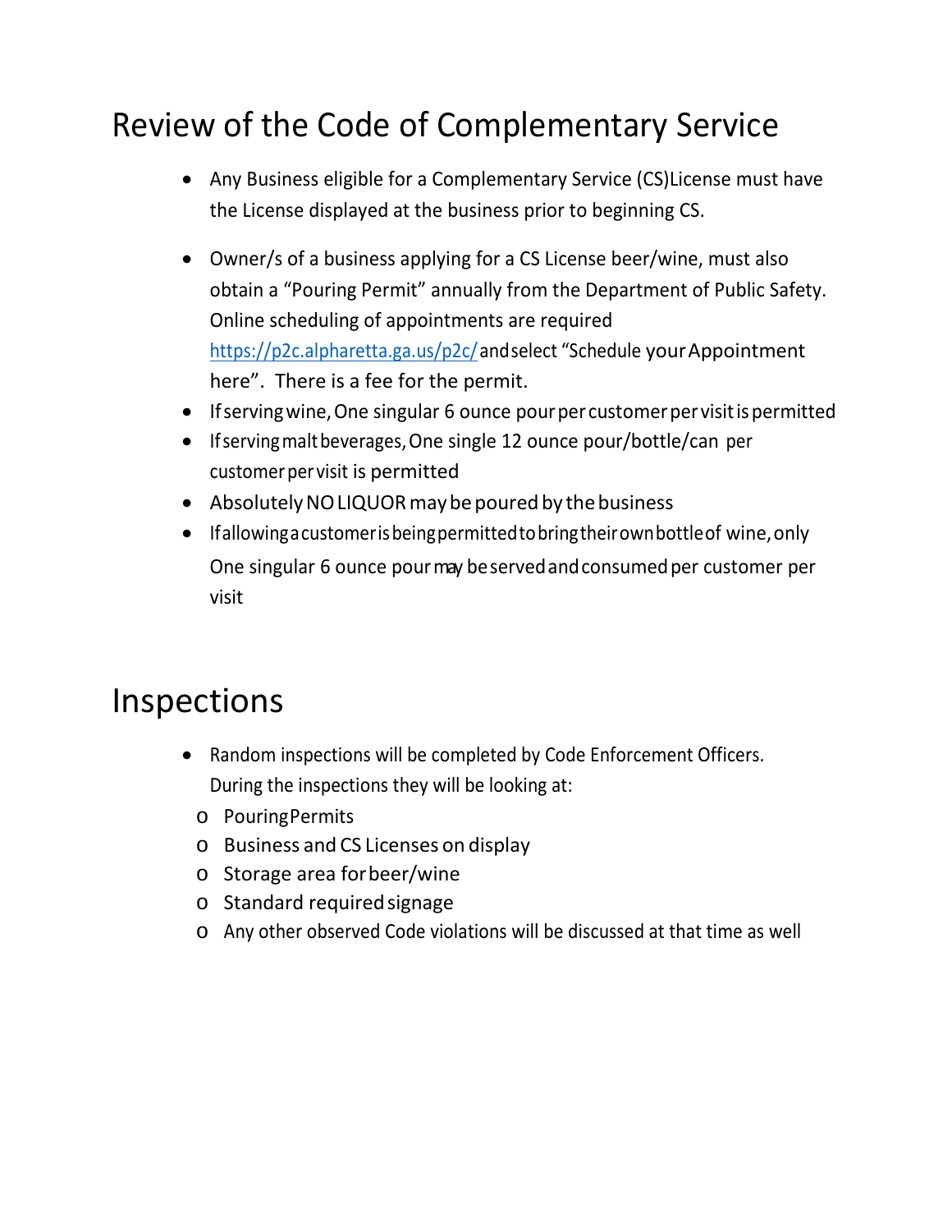# Review of the Code of Complementary Service

- Any Business eligible for a Complementary Service (CS)License must have the License displayed at the business prior to beginning CS.

- Owner/s of a business applying for a CS License beer/wine, must also obtain a "Pouring Permit" annually from the Department of Public Safety. Online scheduling of appointments are required https://p2c.alpharetta.ga.us/p2c/ and select "Schedule your Appointment here". There is a fee for the permit.
- If serving wine, One singular 6 ounce pour per customer per visit is permitted
- If serving malt beverages, One single 12 ounce pour/bottle/can per customer per visit is permitted
- Absolutely NO LIQUOR may be poured by the business
- If allowing a customer is being permitted to bring their own bottle of wine, only One singular 6 ounce pour may be served and consumed per customer per visit

# Inspections

- Random inspections will be completed by Code Enforcement Officers. During the inspections they will be looking at:
  - Pouring Permits
  - Business and CS Licenses on display
  - Storage area for beer/wine
  - Standard required signage
  - Any other observed Code violations will be discussed at that time as well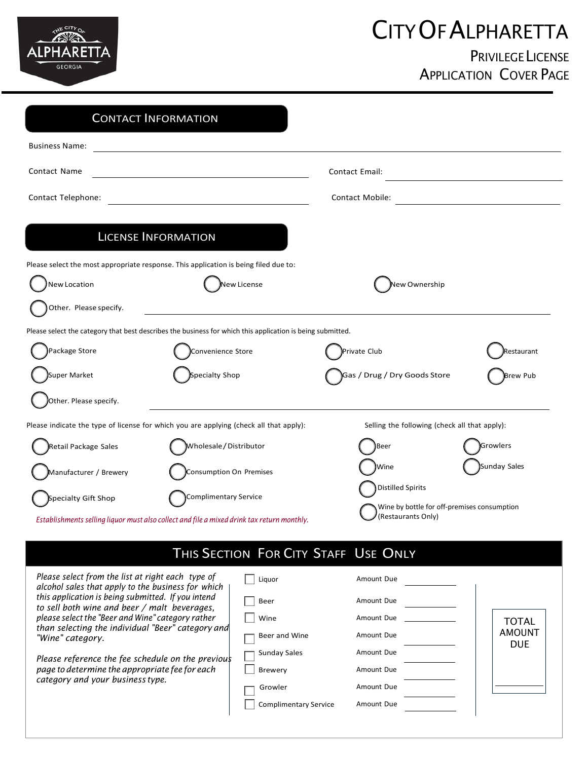# City Of Alpharetta

## Privilege License Application Cover Page

## Contact Information

Business Name: ______________________________

Contact Name ______________________ Contact Email: ______________________

Contact Telephone: ______________________ Contact Mobile: ______________________

## License Information

Please select the most appropriate response. This application is being filed due to:

- ○ New Location
- ○ New License
- ○ New Ownership
- ○ Other. Please specify. ______________________

Please select the category that best describes the business for which this application is being submitted.

- ○ Package Store
- ○ Convenience Store
- ○ Private Club
- ○ Restaurant
- ○ Super Market
- ○ Specialty Shop
- ○ Gas / Drug / Dry Goods Store
- ○ Brew Pub
- ○ Other. Please specify. ______________________

Please indicate the type of license for which you are applying (check all that apply):

- ○ Retail Package Sales
- ○ Wholesale / Distributor
- ○ Manufacturer / Brewery
- ○ Consumption On Premises
- ○ Specialty Gift Shop
- ○ Complimentary Service

*Establishments selling liquor must also collect and file a mixed drink tax return monthly.*

Selling the following (check all that apply):

- ○ Beer
- ○ Growlers
- ○ Wine
- ○ Sunday Sales
- ○ Distilled Spirits
- ○ Wine by bottle for off-premises consumption (Restaurants Only)

## This Section For City Staff Use Only

*Please select from the list at right each type of alcohol sales that apply to the business for which this application is being submitted. If you intend to sell both wine and beer / malt beverages, please select the "Beer and Wine" category rather than selecting the individual "Beer" category and "Wine" category.*

*Please reference the fee schedule on the previous page to determine the appropriate fee for each category and your business type.*

| Category | Amount Due |
|---|---|
| ☐ Liquor | Amount Due ________ |
| ☐ Beer | Amount Due ________ |
| ☐ Wine | Amount Due ________ |
| ☐ Beer and Wine | Amount Due ________ |
| ☐ Sunday Sales | Amount Due ________ |
| ☐ Brewery | Amount Due ________ |
| ☐ Growler | Amount Due ________ |
| ☐ Complimentary Service | Amount Due ________ |

TOTAL AMOUNT DUE ________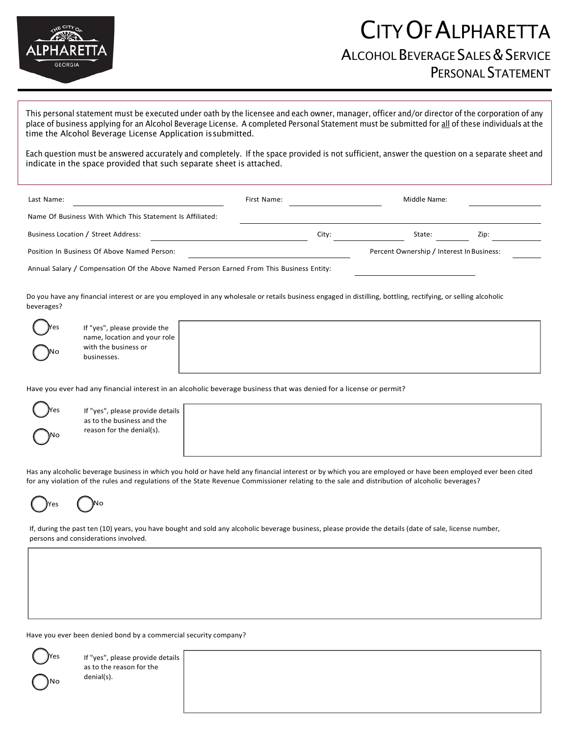# City Of Alpharetta

## Alcohol Beverage Sales & Service

## Personal Statement

This personal statement must be executed under oath by the licensee and each owner, manager, officer and/or director of the corporation of any place of business applying for an Alcohol Beverage License. A completed Personal Statement must be submitted for <u>all</u> of these individuals at the time the Alcohol Beverage License Application is submitted.

Each question must be answered accurately and completely. If the space provided is not sufficient, answer the question on a separate sheet and indicate in the space provided that such separate sheet is attached.

Last Name: ____________________ First Name: ____________________ Middle Name: ____________________

Name Of Business With Which This Statement Is Affiliated: ____________________

Business Location / Street Address: ____________________ City: __________ State: ______ Zip: ______

Position In Business Of Above Named Person: ____________________ Percent Ownership / Interest In Business: ______

Annual Salary / Compensation Of the Above Named Person Earned From This Business Entity: ____________________

Do you have any financial interest or are you employed in any wholesale or retails business engaged in distilling, bottling, rectifying, or selling alcoholic beverages?

- ( ) Yes
- ( ) No

If "yes", please provide the name, location and your role with the business or businesses.

Have you ever had any financial interest in an alcoholic beverage business that was denied for a license or permit?

- ( ) Yes
- ( ) No

If "yes", please provide details as to the business and the reason for the denial(s).

Has any alcoholic beverage business in which you hold or have held any financial interest or by which you are employed or have been employed ever been cited for any violation of the rules and regulations of the State Revenue Commissioner relating to the sale and distribution of alcoholic beverages?

( ) Yes ( ) No

If, during the past ten (10) years, you have bought and sold any alcoholic beverage business, please provide the details (date of sale, license number, persons and considerations involved.

Have you ever been denied bond by a commercial security company?

- ( ) Yes
- ( ) No

If "yes", please provide details as to the reason for the denial(s).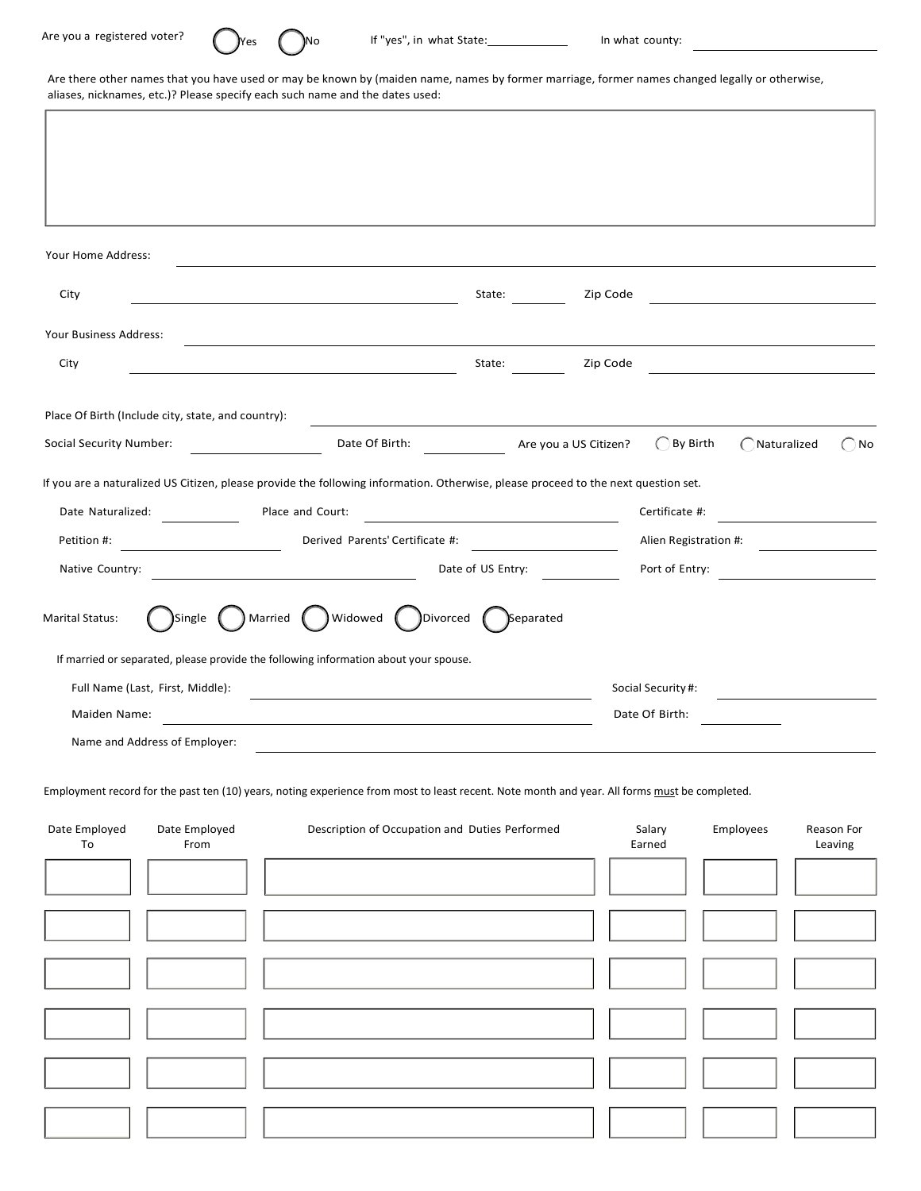Are you a registered voter? ◯ Yes ◯ No If "yes", in what State: \_\_\_\_\_\_\_\_\_\_ In what county: \_\_\_\_\_\_\_\_\_\_

Are there other names that you have used or may be known by (maiden name, names by former marriage, former names changed legally or otherwise, aliases, nicknames, etc.)? Please specify each such name and the dates used:

|  |
|---|
|  |

Your Home Address: \_\_\_\_\_\_\_\_\_\_

City \_\_\_\_\_\_\_\_\_\_ State: \_\_\_\_\_\_\_\_\_\_ Zip Code \_\_\_\_\_\_\_\_\_\_

Your Business Address: \_\_\_\_\_\_\_\_\_\_

City \_\_\_\_\_\_\_\_\_\_ State: \_\_\_\_\_\_\_\_\_\_ Zip Code \_\_\_\_\_\_\_\_\_\_

Place Of Birth (Include city, state, and country): \_\_\_\_\_\_\_\_\_\_

Social Security Number: \_\_\_\_\_\_\_\_\_\_ Date Of Birth: \_\_\_\_\_\_\_\_\_\_ Are you a US Citizen? ◯ By Birth ◯ Naturalized ◯ No

If you are a naturalized US Citizen, please provide the following information. Otherwise, please proceed to the next question set.

Date Naturalized: \_\_\_\_\_\_\_\_\_\_ Place and Court: \_\_\_\_\_\_\_\_\_\_ Certificate #: \_\_\_\_\_\_\_\_\_\_

Petition #: \_\_\_\_\_\_\_\_\_\_ Derived Parents' Certificate #: \_\_\_\_\_\_\_\_\_\_ Alien Registration #: \_\_\_\_\_\_\_\_\_\_

Native Country: \_\_\_\_\_\_\_\_\_\_ Date of US Entry: \_\_\_\_\_\_\_\_\_\_ Port of Entry: \_\_\_\_\_\_\_\_\_\_

Marital Status: ◯ Single ◯ Married ◯ Widowed ◯ Divorced ◯ Separated

If married or separated, please provide the following information about your spouse.

Full Name (Last, First, Middle): \_\_\_\_\_\_\_\_\_\_ Social Security #: \_\_\_\_\_\_\_\_\_\_

Maiden Name: \_\_\_\_\_\_\_\_\_\_ Date Of Birth: \_\_\_\_\_\_\_\_\_\_

Name and Address of Employer: \_\_\_\_\_\_\_\_\_\_

Employment record for the past ten (10) years, noting experience from most to least recent. Note month and year. All forms must be completed.

| Date Employed To | Date Employed From | Description of Occupation and Duties Performed | Salary Earned | Employees | Reason For Leaving |
|---|---|---|---|---|---|
|  |  |  |  |  |  |
|  |  |  |  |  |  |
|  |  |  |  |  |  |
|  |  |  |  |  |  |
|  |  |  |  |  |  |
|  |  |  |  |  |  |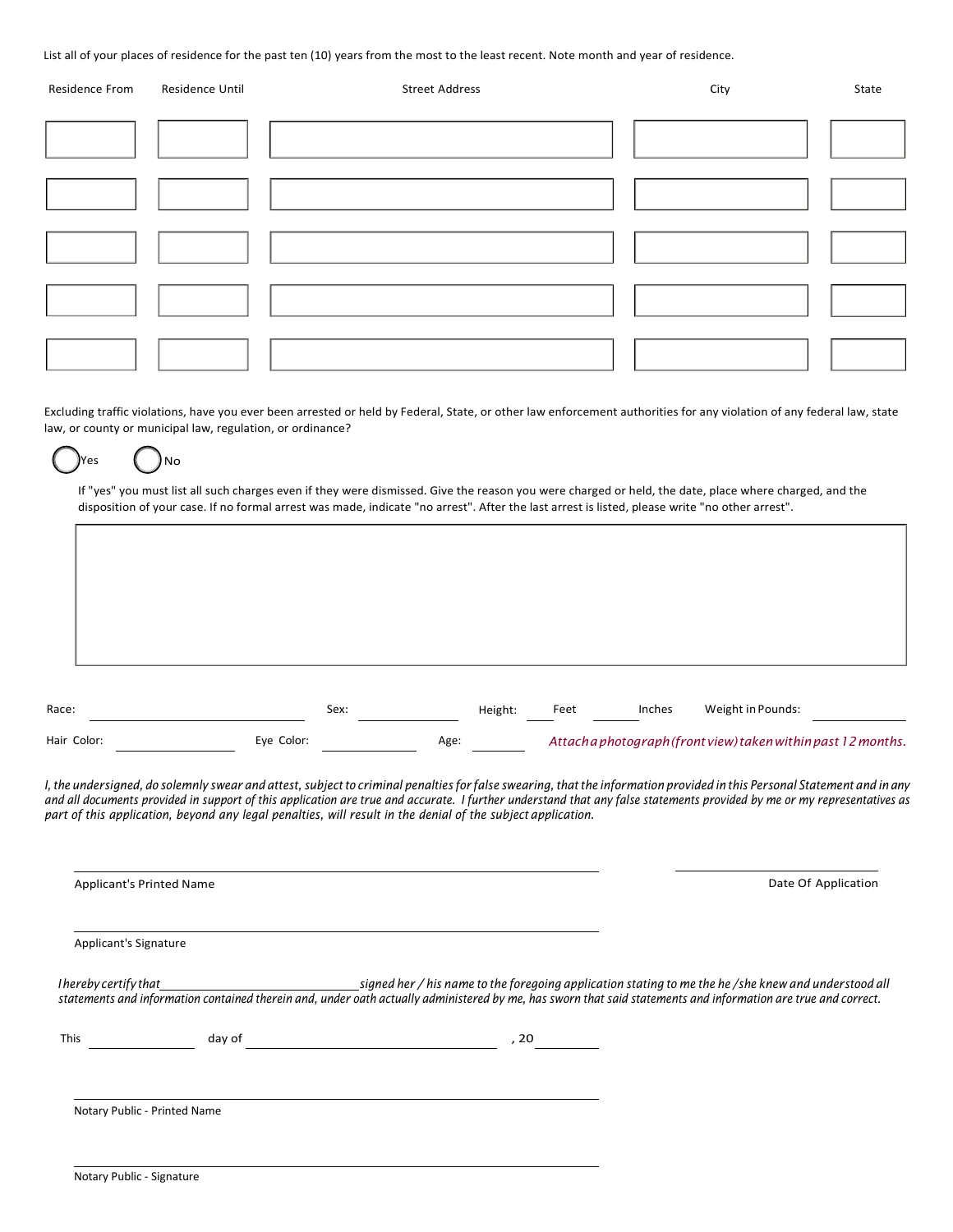List all of your places of residence for the past ten (10) years from the most to the least recent. Note month and year of residence.

| Residence From | Residence Until | Street Address | City | State |
| --- | --- | --- | --- | --- |
| | | | | |
| | | | | |
| | | | | |
| | | | | |
| | | | | |

Excluding traffic violations, have you ever been arrested or held by Federal, State, or other law enforcement authorities for any violation of any federal law, state law, or county or municipal law, regulation, or ordinance?

◯ Yes ◯ No

If "yes" you must list all such charges even if they were dismissed. Give the reason you were charged or held, the date, place where charged, and the disposition of your case. If no formal arrest was made, indicate "no arrest". After the last arrest is listed, please write "no other arrest".

Race: ______________ Sex: ______________ Height: ______ Feet ______ Inches Weight in Pounds: ______________

Hair Color: ______________ Eye Color: ______________ Age: ______ *Attach a photograph (front view) taken within past 12 months.*

*I, the undersigned, do solemnly swear and attest, subject to criminal penalties for false swearing, that the information provided in this Personal Statement and in any and all documents provided in support of this application are true and accurate. I further understand that any false statements provided by me or my representatives as part of this application, beyond any legal penalties, will result in the denial of the subject application.*

______________________________ ______________________________

Applicant's Printed Name Date Of Application

______________________________

Applicant's Signature

*I hereby certify that ______________________________ signed her / his name to the foregoing application stating to me the he /she knew and understood all statements and information contained therein and, under oath actually administered by me, has sworn that said statements and information are true and correct.*

This ______________ day of ______________________________ , 20 ______

______________________________

Notary Public - Printed Name

______________________________

Notary Public - Signature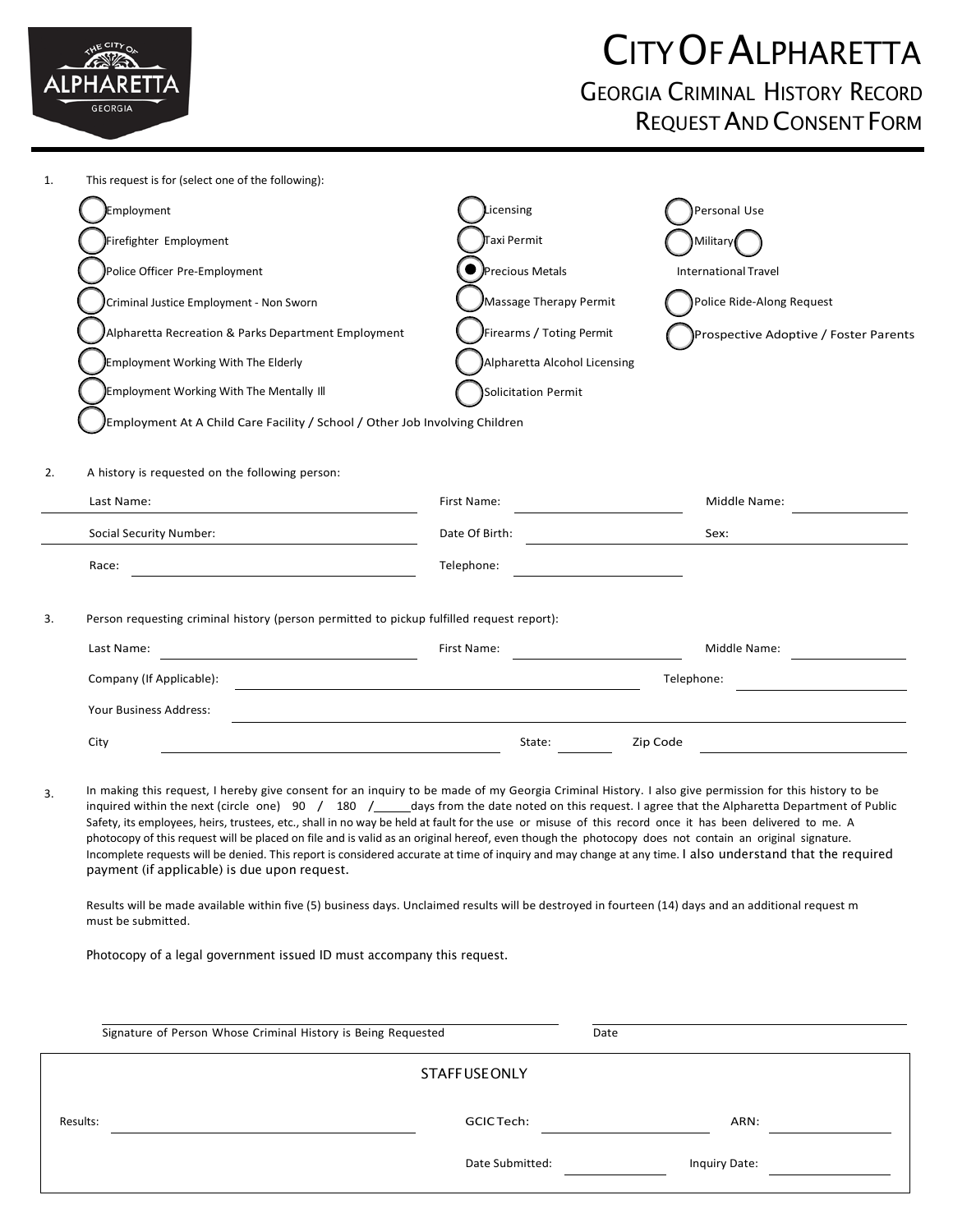# CITY OF ALPHARETTA

## GEORGIA CRIMINAL HISTORY RECORD REQUEST AND CONSENT FORM

1. This request is for (select one of the following):

- ○ Employment
- ○ Firefighter Employment
- ○ Police Officer Pre-Employment
- ○ Criminal Justice Employment - Non Sworn
- ○ Alpharetta Recreation & Parks Department Employment
- ○ Employment Working With The Elderly
- ○ Employment Working With The Mentally Ill
- ○ Employment At A Child Care Facility / School / Other Job Involving Children
- ○ Licensing
- ○ Taxi Permit
- ● Precious Metals
- ○ Massage Therapy Permit
- ○ Firearms / Toting Permit
- ○ Alpharetta Alcohol Licensing
- ○ Solicitation Permit
- ○ Personal Use
- ○ Military ○ International Travel
- ○ Police Ride-Along Request
- ○ Prospective Adoptive / Foster Parents

2. A history is requested on the following person:

Last Name: ____________ First Name: ____________ Middle Name: ____________

Social Security Number: ____________ Date Of Birth: ____________ Sex: ____________

Race: ____________ Telephone: ____________

3. Person requesting criminal history (person permitted to pickup fulfilled request report):

Last Name: ____________ First Name: ____________ Middle Name: ____________

Company (If Applicable): ____________ Telephone: ____________

Your Business Address: ____________

City ____________ State: ________ Zip Code ____________

3. In making this request, I hereby give consent for an inquiry to be made of my Georgia Criminal History. I also give permission for this history to be inquired within the next (circle one) 90 / 180 / ______days from the date noted on this request. I agree that the Alpharetta Department of Public Safety, its employees, heirs, trustees, etc., shall in no way be held at fault for the use or misuse of this record once it has been delivered to me. A photocopy of this request will be placed on file and is valid as an original hereof, even though the photocopy does not contain an original signature. Incomplete requests will be denied. This report is considered accurate at time of inquiry and may change at any time. I also understand that the required payment (if applicable) is due upon request.

Results will be made available within five (5) business days. Unclaimed results will be destroyed in fourteen (14) days and an additional request m must be submitted.

Photocopy of a legal government issued ID must accompany this request.

______________________________ ______________________________

Signature of Person Whose Criminal History is Being Requested Date

**STAFF USE ONLY**

Results: ____________ GCIC Tech: ____________ ARN: ____________

Date Submitted: ____________ Inquiry Date: ____________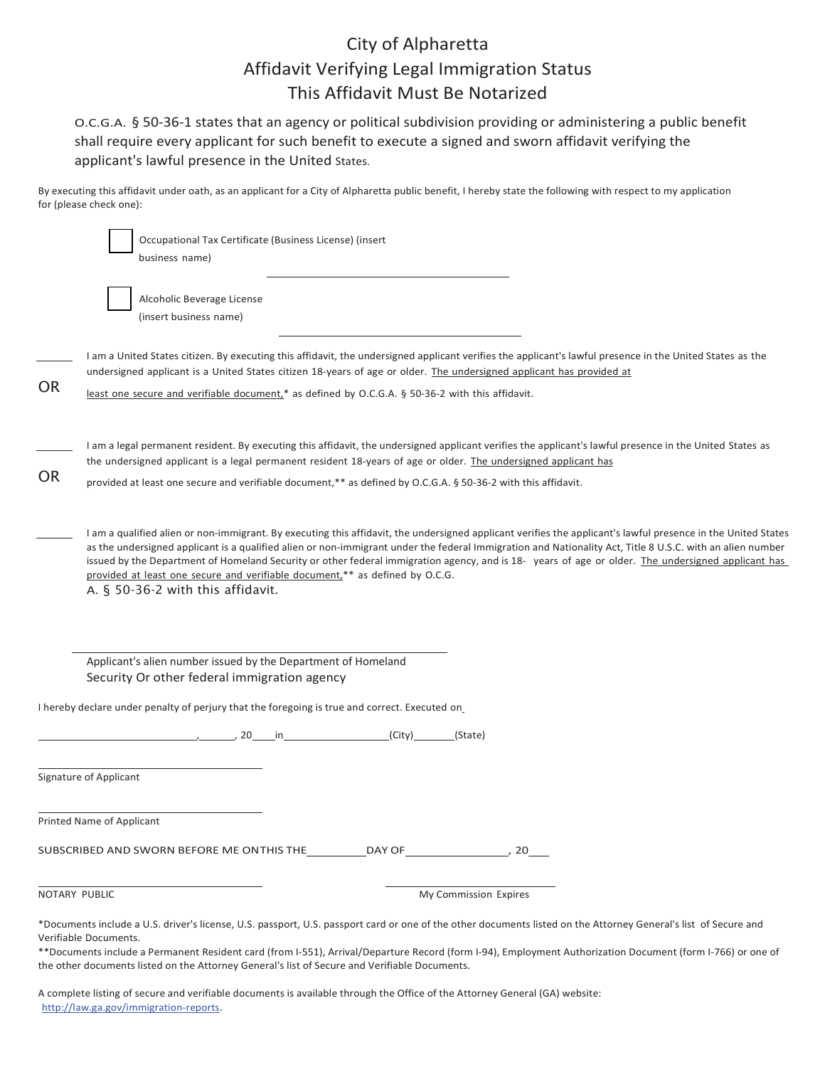# City of Alpharetta
# Affidavit Verifying Legal Immigration Status
# This Affidavit Must Be Notarized

O.C.G.A. § 50-36-1 states that an agency or political subdivision providing or administering a public benefit shall require every applicant for such benefit to execute a signed and sworn affidavit verifying the applicant's lawful presence in the United States.

By executing this affidavit under oath, as an applicant for a City of Alpharetta public benefit, I hereby state the following with respect to my application for (please check one):

☐ Occupational Tax Certificate (Business License) (insert business name) ______________________

☐ Alcoholic Beverage License (insert business name) ______________________

_____ I am a United States citizen. By executing this affidavit, the undersigned applicant verifies the applicant's lawful presence in the United States as the undersigned applicant is a United States citizen 18-years of age or older. The undersigned applicant has provided at least one secure and verifiable document,* as defined by O.C.G.A. § 50-36-2 with this affidavit.

OR

_____ I am a legal permanent resident. By executing this affidavit, the undersigned applicant verifies the applicant's lawful presence in the United States as the undersigned applicant is a legal permanent resident 18-years of age or older. The undersigned applicant has provided at least one secure and verifiable document,** as defined by O.C.G.A. § 50-36-2 with this affidavit.

OR

_____ I am a qualified alien or non-immigrant. By executing this affidavit, the undersigned applicant verifies the applicant's lawful presence in the United States as the undersigned applicant is a qualified alien or non-immigrant under the federal Immigration and Nationality Act, Title 8 U.S.C. with an alien number issued by the Department of Homeland Security or other federal immigration agency, and is 18- years of age or older. The undersigned applicant has provided at least one secure and verifiable document,** as defined by O.C.G. A. § 50-36-2 with this affidavit.

______________________________
Applicant's alien number issued by the Department of Homeland Security Or other federal immigration agency

I hereby declare under penalty of perjury that the foregoing is true and correct. Executed on

______________________, ______, 20____ in ________________(City) ______(State)

______________________________
Signature of Applicant

______________________________
Printed Name of Applicant

SUBSCRIBED AND SWORN BEFORE ME ON THIS THE ________ DAY OF ______________, 20____

______________________________ ______________________________
NOTARY PUBLIC My Commission Expires

*Documents include a U.S. driver's license, U.S. passport, U.S. passport card or one of the other documents listed on the Attorney General's list of Secure and Verifiable Documents.

**Documents include a Permanent Resident card (from I-551), Arrival/Departure Record (form I-94), Employment Authorization Document (form I-766) or one of the other documents listed on the Attorney General's list of Secure and Verifiable Documents.

A complete listing of secure and verifiable documents is available through the Office of the Attorney General (GA) website: http://law.ga.gov/immigration-reports.